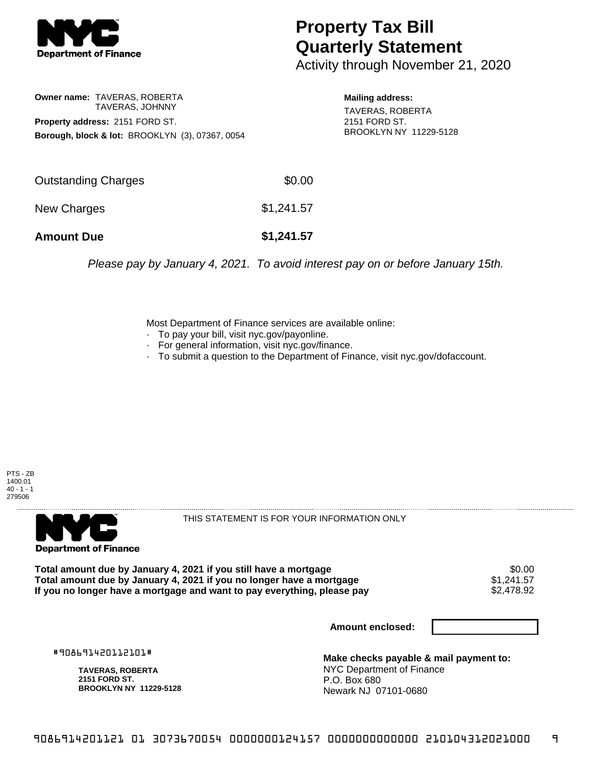**Department of Finance**

# Property Tax Bill Quarterly Statement

Activity through November 21, 2020

**Owner name:** TAVERAS, ROBERTA
TAVERAS, JOHNNY

**Property address:** 2151 FORD ST.

**Borough, block & lot:** BROOKLYN (3), 07367, 0054

**Mailing address:**
TAVERAS, ROBERTA
2151 FORD ST.
BROOKLYN NY 11229-5128

| | |
|---|---|
| Outstanding Charges | $0.00 |
| New Charges | $1,241.57 |
| **Amount Due** | **$1,241.57** |

*Please pay by January 4, 2021. To avoid interest pay on or before January 15th.*

Most Department of Finance services are available online:

- To pay your bill, visit nyc.gov/payonline.
- For general information, visit nyc.gov/finance.
- To submit a question to the Department of Finance, visit nyc.gov/dofaccount.

PTS - ZB
1400.01
40 - 1 - 1
279506

**Department of Finance**

THIS STATEMENT IS FOR YOUR INFORMATION ONLY

| | |
|---|---|
| **Total amount due by January 4, 2021 if you still have a mortgage** | $0.00 |
| **Total amount due by January 4, 2021 if you no longer have a mortgage** | $1,241.57 |
| **If you no longer have a mortgage and want to pay everything, please pay** | $2,478.92 |

**Amount enclosed:**

#908691420112101#

**TAVERAS, ROBERTA**
**2151 FORD ST.**
**BROOKLYN NY 11229-5128**

**Make checks payable & mail payment to:**
NYC Department of Finance
P.O. Box 680
Newark NJ 07101-0680

9086914201121 01 3073670054 0000000124157 0000000000000 210104312021000 9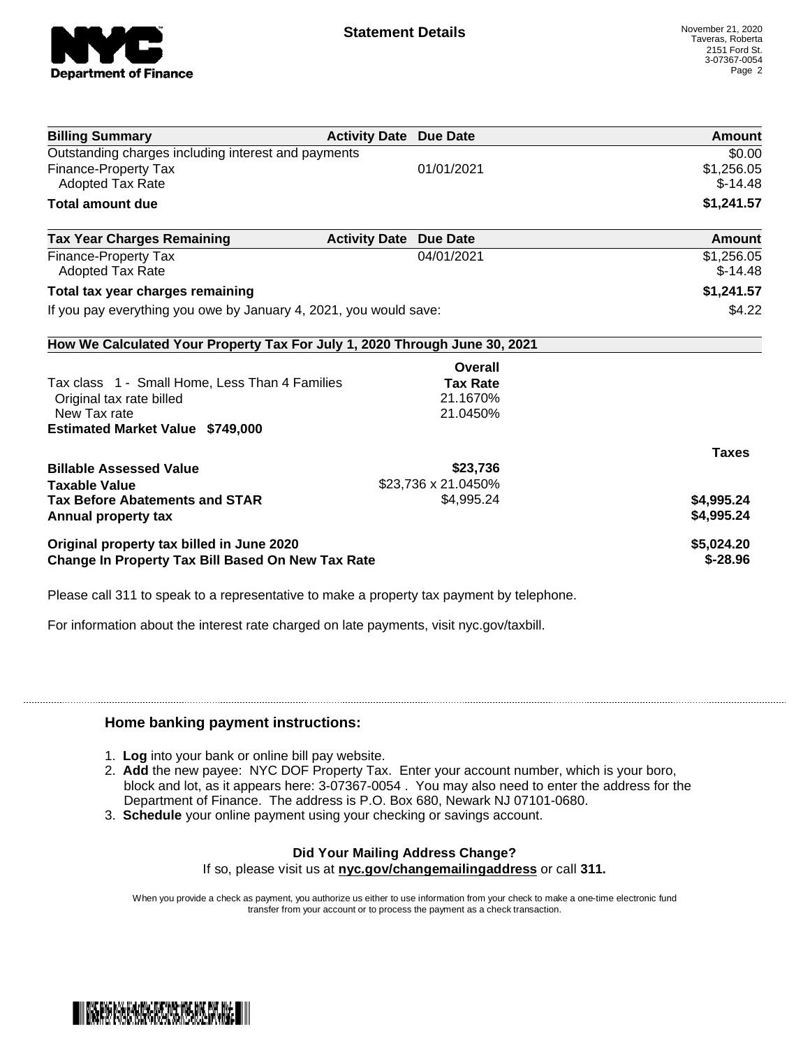# Statement Details

November 21, 2020
Taveras, Roberta
2151 Ford St.
3-07367-0054

| Billing Summary | Activity Date | Due Date | Amount |
| --- | --- | --- | --- |
| Outstanding charges including interest and payments | | | $0.00 |
| Finance-Property Tax | | 01/01/2021 | $1,256.05 |
| Adopted Tax Rate | | | $-14.48 |
| **Total amount due** | | | **$1,241.57** |

| Tax Year Charges Remaining | Activity Date | Due Date | Amount |
| --- | --- | --- | --- |
| Finance-Property Tax | | 04/01/2021 | $1,256.05 |
| Adopted Tax Rate | | | $-14.48 |
| **Total tax year charges remaining** | | | **$1,241.57** |
| If you pay everything you owe by January 4, 2021, you would save: | | | $4.22 |

## How We Calculated Your Property Tax For July 1, 2020 Through June 30, 2021

| | Overall Tax Rate | |
| --- | --- | --- |
| Tax class 1 - Small Home, Less Than 4 Families | | |
| Original tax rate billed | 21.1670% | |
| New Tax rate | 21.0450% | |
| **Estimated Market Value $749,000** | | |
| | | **Taxes** |
| **Billable Assessed Value** | **$23,736** | |
| **Taxable Value** | $23,736 x 21.0450% | |
| **Tax Before Abatements and STAR** | $4,995.24 | **$4,995.24** |
| **Annual property tax** | | **$4,995.24** |
| **Original property tax billed in June 2020** | | **$5,024.20** |
| **Change In Property Tax Bill Based On New Tax Rate** | | **$-28.96** |

Please call 311 to speak to a representative to make a property tax payment by telephone.

For information about the interest rate charged on late payments, visit nyc.gov/taxbill.

### Home banking payment instructions:

1. **Log** into your bank or online bill pay website.
2. **Add** the new payee: NYC DOF Property Tax. Enter your account number, which is your boro, block and lot, as it appears here: 3-07367-0054 . You may also need to enter the address for the Department of Finance. The address is P.O. Box 680, Newark NJ 07101-0680.
3. **Schedule** your online payment using your checking or savings account.

**Did Your Mailing Address Change?**

If so, please visit us at **nyc.gov/changemailingaddress** or call **311.**

When you provide a check as payment, you authorize us either to use information from your check to make a one-time electronic fund transfer from your account or to process the payment as a check transaction.